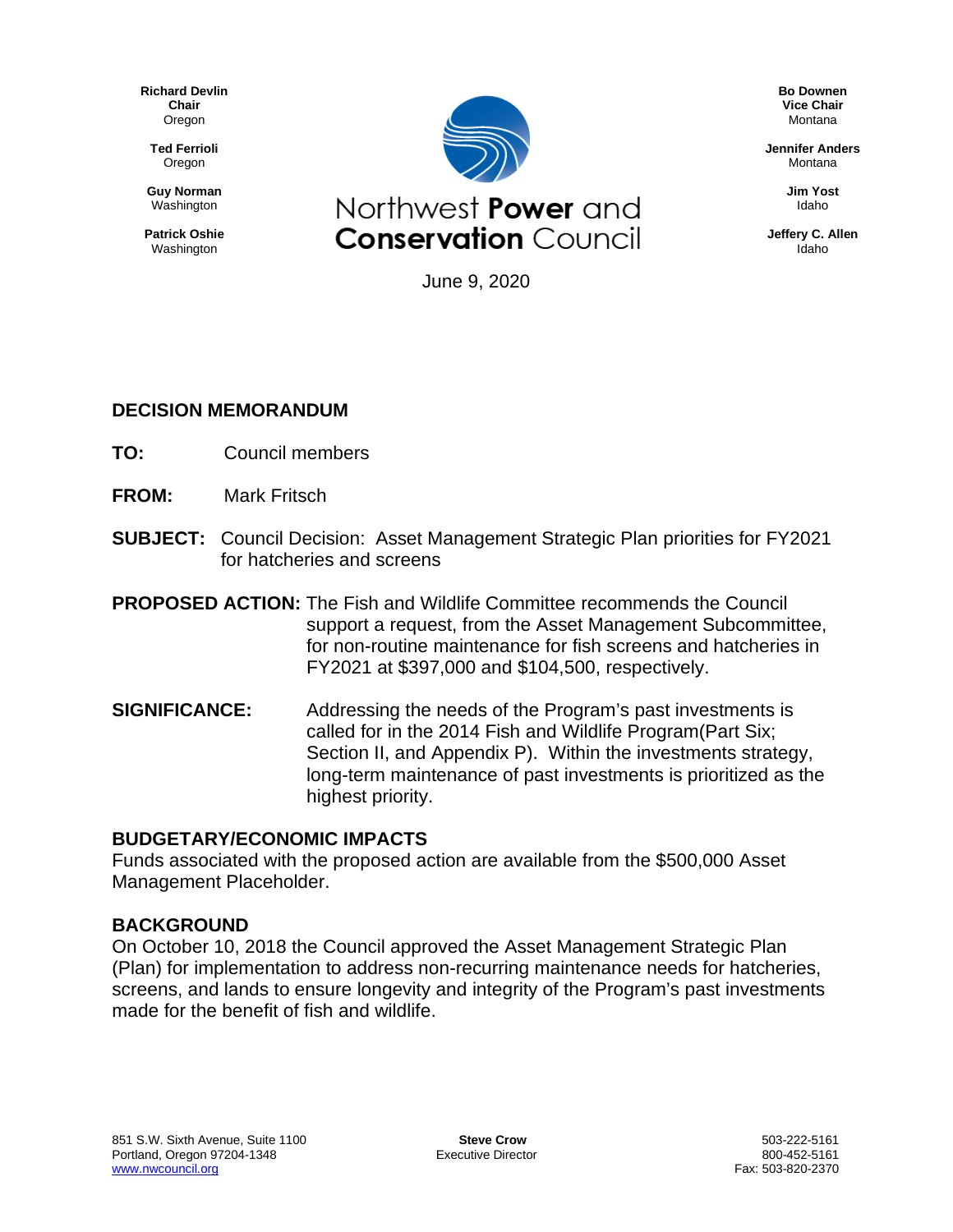Richard Devlin
Chair
Oregon

Ted Ferrioli
Oregon

Guy Norman
Washington

Patrick Oshie
Washington

# Northwest **Power** and **Conservation** Council

Bo Downen
Vice Chair
Montana

Jennifer Anders
Montana

Jim Yost
Idaho

Jeffery C. Allen
Idaho

June 9, 2020

## DECISION MEMORANDUM

**TO:** Council members

**FROM:** Mark Fritsch

**SUBJECT:** Council Decision: Asset Management Strategic Plan priorities for FY2021 for hatcheries and screens

**PROPOSED ACTION:** The Fish and Wildlife Committee recommends the Council support a request, from the Asset Management Subcommittee, for non-routine maintenance for fish screens and hatcheries in FY2021 at $397,000 and $104,500, respectively.

**SIGNIFICANCE:** Addressing the needs of the Program's past investments is called for in the 2014 Fish and Wildlife Program(Part Six; Section II, and Appendix P). Within the investments strategy, long-term maintenance of past investments is prioritized as the highest priority.

### BUDGETARY/ECONOMIC IMPACTS

Funds associated with the proposed action are available from the $500,000 Asset Management Placeholder.

### BACKGROUND

On October 10, 2018 the Council approved the Asset Management Strategic Plan (Plan) for implementation to address non-recurring maintenance needs for hatcheries, screens, and lands to ensure longevity and integrity of the Program's past investments made for the benefit of fish and wildlife.

851 S.W. Sixth Avenue, Suite 1100
Portland, Oregon 97204-1348
www.nwcouncil.org

**Steve Crow**
Executive Director

503-222-5161
800-452-5161
Fax: 503-820-2370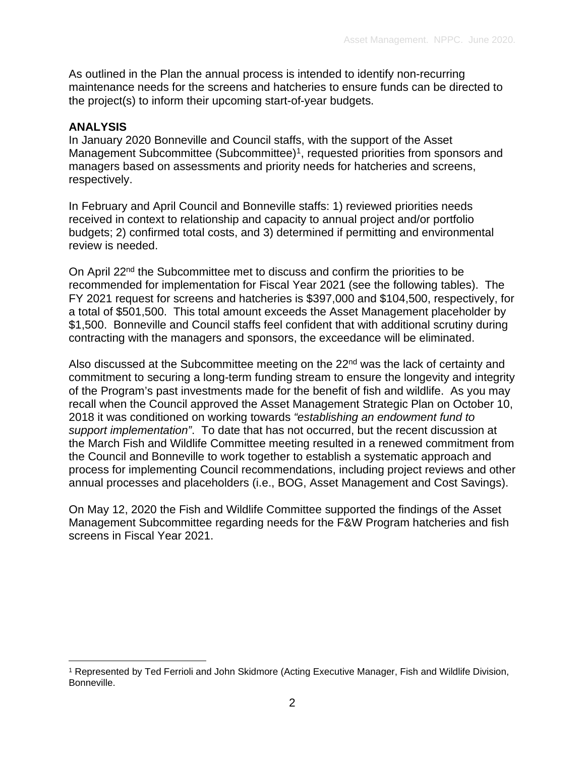As outlined in the Plan the annual process is intended to identify non-recurring maintenance needs for the screens and hatcheries to ensure funds can be directed to the project(s) to inform their upcoming start-of-year budgets.

**ANALYSIS**

In January 2020 Bonneville and Council staffs, with the support of the Asset Management Subcommittee (Subcommittee)[1], requested priorities from sponsors and managers based on assessments and priority needs for hatcheries and screens, respectively.

In February and April Council and Bonneville staffs: 1) reviewed priorities needs received in context to relationship and capacity to annual project and/or portfolio budgets; 2) confirmed total costs, and 3) determined if permitting and environmental review is needed.

On April 22nd the Subcommittee met to discuss and confirm the priorities to be recommended for implementation for Fiscal Year 2021 (see the following tables). The FY 2021 request for screens and hatcheries is $397,000 and $104,500, respectively, for a total of $501,500. This total amount exceeds the Asset Management placeholder by $1,500. Bonneville and Council staffs feel confident that with additional scrutiny during contracting with the managers and sponsors, the exceedance will be eliminated.

Also discussed at the Subcommittee meeting on the 22nd was the lack of certainty and commitment to securing a long-term funding stream to ensure the longevity and integrity of the Program's past investments made for the benefit of fish and wildlife. As you may recall when the Council approved the Asset Management Strategic Plan on October 10, 2018 it was conditioned on working towards *"establishing an endowment fund to support implementation"*. To date that has not occurred, but the recent discussion at the March Fish and Wildlife Committee meeting resulted in a renewed commitment from the Council and Bonneville to work together to establish a systematic approach and process for implementing Council recommendations, including project reviews and other annual processes and placeholders (i.e., BOG, Asset Management and Cost Savings).

On May 12, 2020 the Fish and Wildlife Committee supported the findings of the Asset Management Subcommittee regarding needs for the F&W Program hatcheries and fish screens in Fiscal Year 2021.

[1] Represented by Ted Ferrioli and John Skidmore (Acting Executive Manager, Fish and Wildlife Division, Bonneville.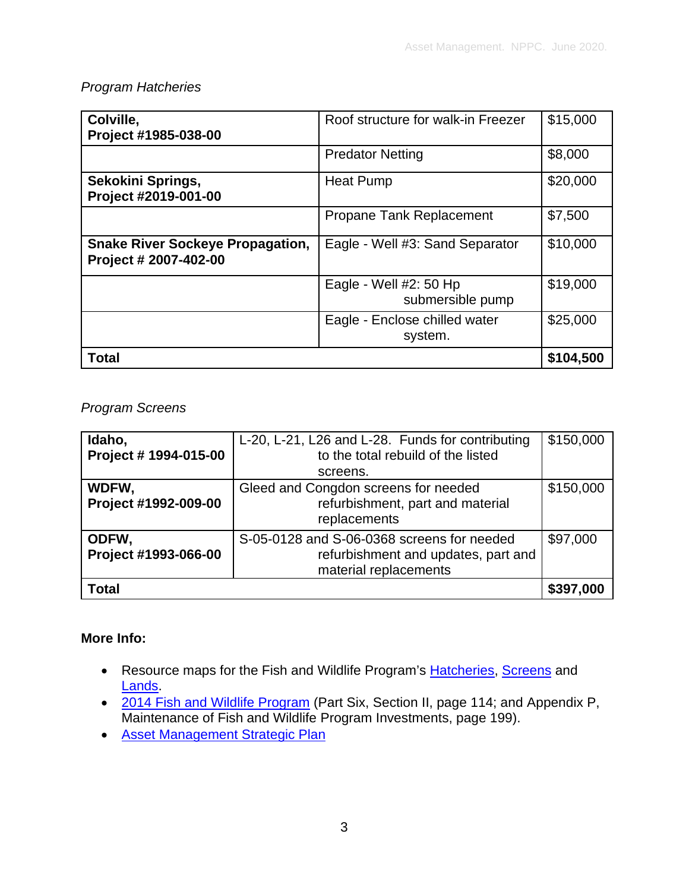*Program Hatcheries*

| **Colville, Project #1985-038-00** | Roof structure for walk-in Freezer | $15,000 |
|---|---|---|
| | Predator Netting | $8,000 |
| **Sekokini Springs, Project #2019-001-00** | Heat Pump | $20,000 |
| | Propane Tank Replacement | $7,500 |
| **Snake River Sockeye Propagation, Project # 2007-402-00** | Eagle - Well #3: Sand Separator | $10,000 |
| | Eagle - Well #2: 50 Hp submersible pump | $19,000 |
| | Eagle - Enclose chilled water system. | $25,000 |
| **Total** | | **$104,500** |

*Program Screens*

| **Idaho, Project # 1994-015-00** | L-20, L-21, L26 and L-28. Funds for contributing to the total rebuild of the listed screens. | $150,000 |
|---|---|---|
| **WDFW, Project #1992-009-00** | Gleed and Congdon screens for needed refurbishment, part and material replacements | $150,000 |
| **ODFW, Project #1993-066-00** | S-05-0128 and S-06-0368 screens for needed refurbishment and updates, part and material replacements | $97,000 |
| **Total** | | **$397,000** |

**More Info:**

- Resource maps for the Fish and Wildlife Program's Hatcheries, Screens and Lands.
- 2014 Fish and Wildlife Program (Part Six, Section II, page 114; and Appendix P, Maintenance of Fish and Wildlife Program Investments, page 199).
- Asset Management Strategic Plan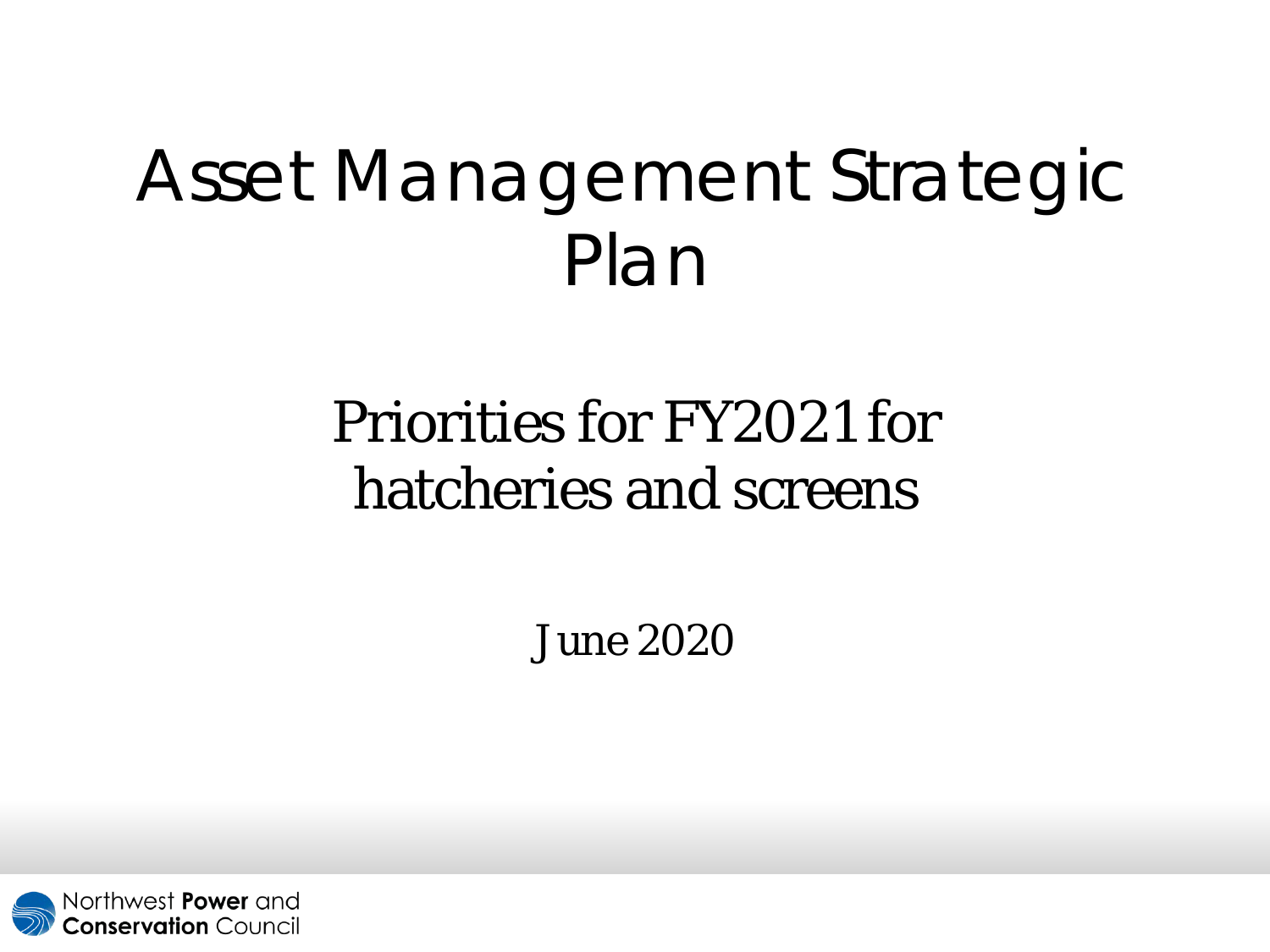# Asset Management Strategic Plan

## Priorities for FY2021 for hatcheries and screens

June 2020

Northwest **Power** and **Conservation** Council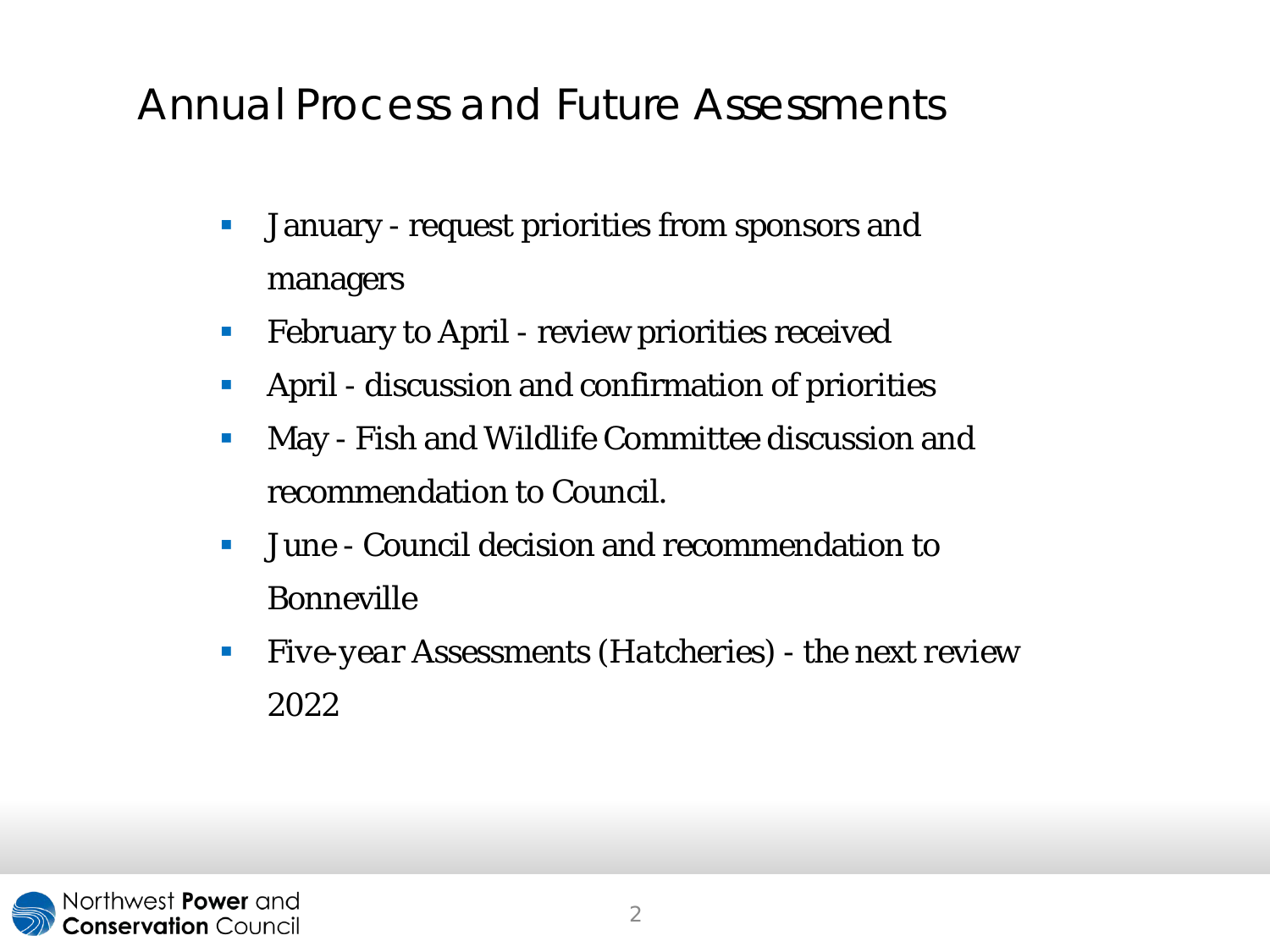# Annual Process and Future Assessments

- January - request priorities from sponsors and managers
- February to April - review priorities received
- April - discussion and confirmation of priorities
- May - Fish and Wildlife Committee discussion and recommendation to Council.
- June - Council decision and recommendation to Bonneville
- *Five-year Assessments (Hatcheries) - the next review 2022*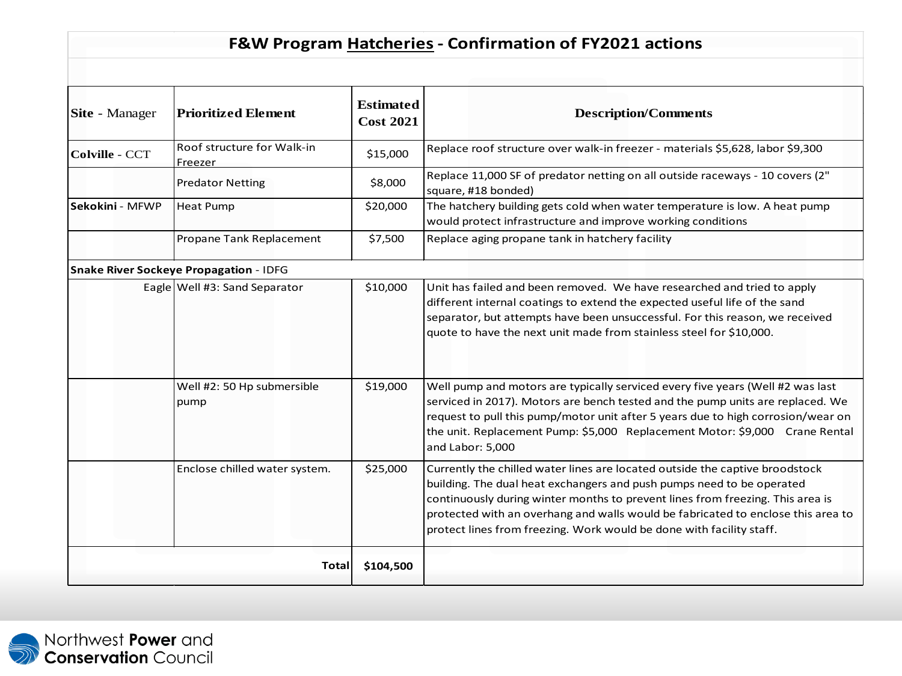# F&W Program Hatcheries - Confirmation of FY2021 actions

| Site - Manager | Prioritized Element | Estimated Cost 2021 | Description/Comments |
|---|---|---|---|
| **Colville** - CCT | Roof structure for Walk-in Freezer | $15,000 | Replace roof structure over walk-in freezer - materials $5,628, labor $9,300 |
| | Predator Netting | $8,000 | Replace 11,000 SF of predator netting on all outside raceways - 10 covers (2" square, #18 bonded) |
| **Sekokini** - MFWP | Heat Pump | $20,000 | The hatchery building gets cold when water temperature is low. A heat pump would protect infrastructure and improve working conditions |
| | Propane Tank Replacement | $7,500 | Replace aging propane tank in hatchery facility |
| **Snake River Sockeye Propagation** - IDFG | | | |
| Eagle | Well #3: Sand Separator | $10,000 | Unit has failed and been removed. We have researched and tried to apply different internal coatings to extend the expected useful life of the sand separator, but attempts have been unsuccessful. For this reason, we received quote to have the next unit made from stainless steel for $10,000. |
| | Well #2: 50 Hp submersible pump | $19,000 | Well pump and motors are typically serviced every five years (Well #2 was last serviced in 2017). Motors are bench tested and the pump units are replaced. We request to pull this pump/motor unit after 5 years due to high corrosion/wear on the unit. Replacement Pump: $5,000 Replacement Motor: $9,000 Crane Rental and Labor: 5,000 |
| | Enclose chilled water system. | $25,000 | Currently the chilled water lines are located outside the captive broodstock building. The dual heat exchangers and push pumps need to be operated continuously during winter months to prevent lines from freezing. This area is protected with an overhang and walls would be fabricated to enclose this area to protect lines from freezing. Work would be done with facility staff. |
| | **Total** | **$104,500** | |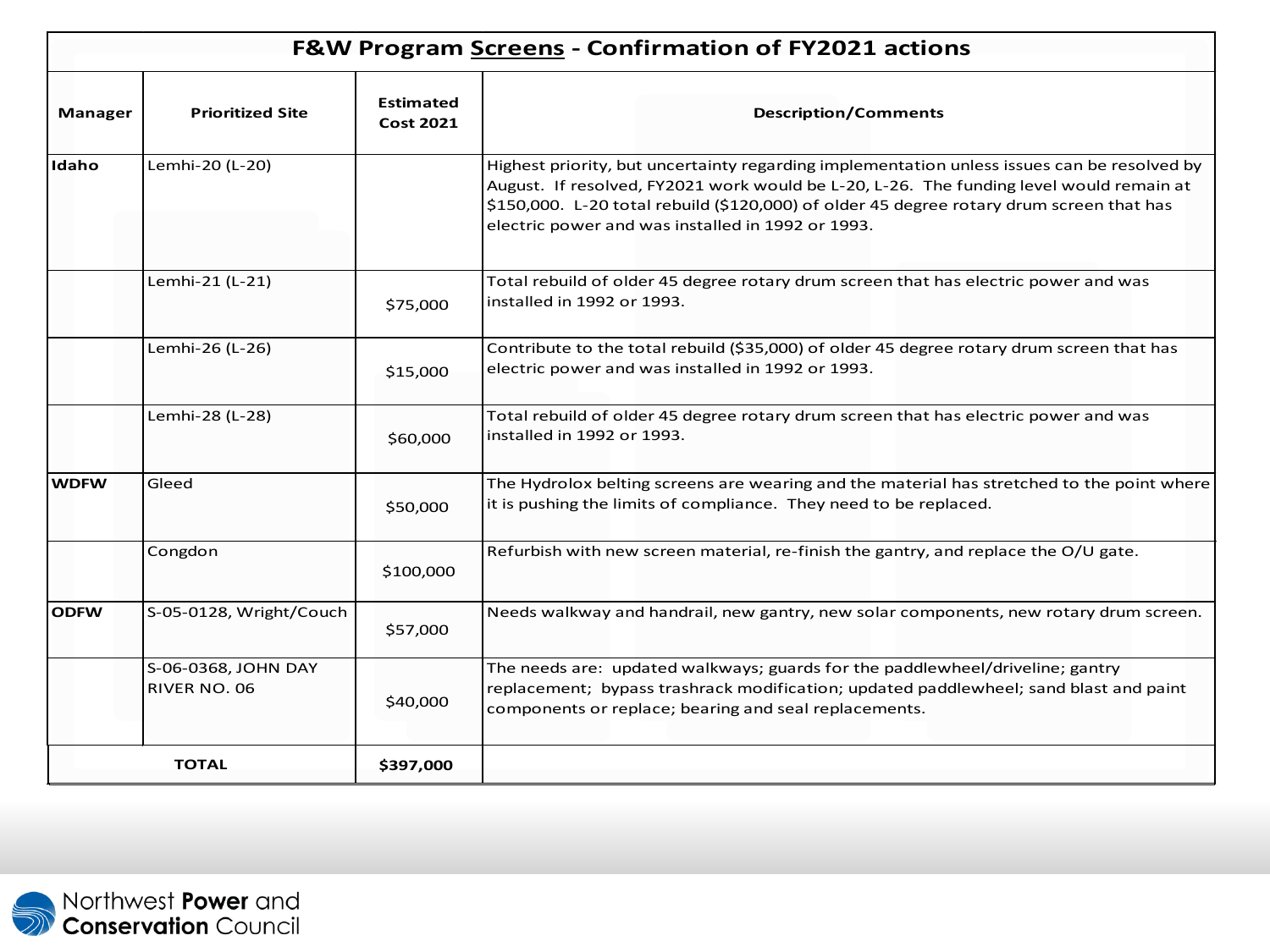| F&W Program Screens - Confirmation of FY2021 actions | | | |
|---|---|---|---|
| **Manager** | **Prioritized Site** | **Estimated Cost 2021** | **Description/Comments** |
| **Idaho** | Lemhi-20 (L-20) | | Highest priority, but uncertainty regarding implementation unless issues can be resolved by August. If resolved, FY2021 work would be L-20, L-26. The funding level would remain at $150,000. L-20 total rebuild ($120,000) of older 45 degree rotary drum screen that has electric power and was installed in 1992 or 1993. |
| | Lemhi-21 (L-21) | $75,000 | Total rebuild of older 45 degree rotary drum screen that has electric power and was installed in 1992 or 1993. |
| | Lemhi-26 (L-26) | $15,000 | Contribute to the total rebuild ($35,000) of older 45 degree rotary drum screen that has electric power and was installed in 1992 or 1993. |
| | Lemhi-28 (L-28) | $60,000 | Total rebuild of older 45 degree rotary drum screen that has electric power and was installed in 1992 or 1993. |
| **WDFW** | Gleed | $50,000 | The Hydrolox belting screens are wearing and the material has stretched to the point where it is pushing the limits of compliance. They need to be replaced. |
| | Congdon | $100,000 | Refurbish with new screen material, re-finish the gantry, and replace the O/U gate. |
| **ODFW** | S-05-0128, Wright/Couch | $57,000 | Needs walkway and handrail, new gantry, new solar components, new rotary drum screen. |
| | S-06-0368, JOHN DAY RIVER NO. 06 | $40,000 | The needs are: updated walkways; guards for the paddlewheel/driveline; gantry replacement; bypass trashrack modification; updated paddlewheel; sand blast and paint components or replace; bearing and seal replacements. |
| **TOTAL** | | **$397,000** | |